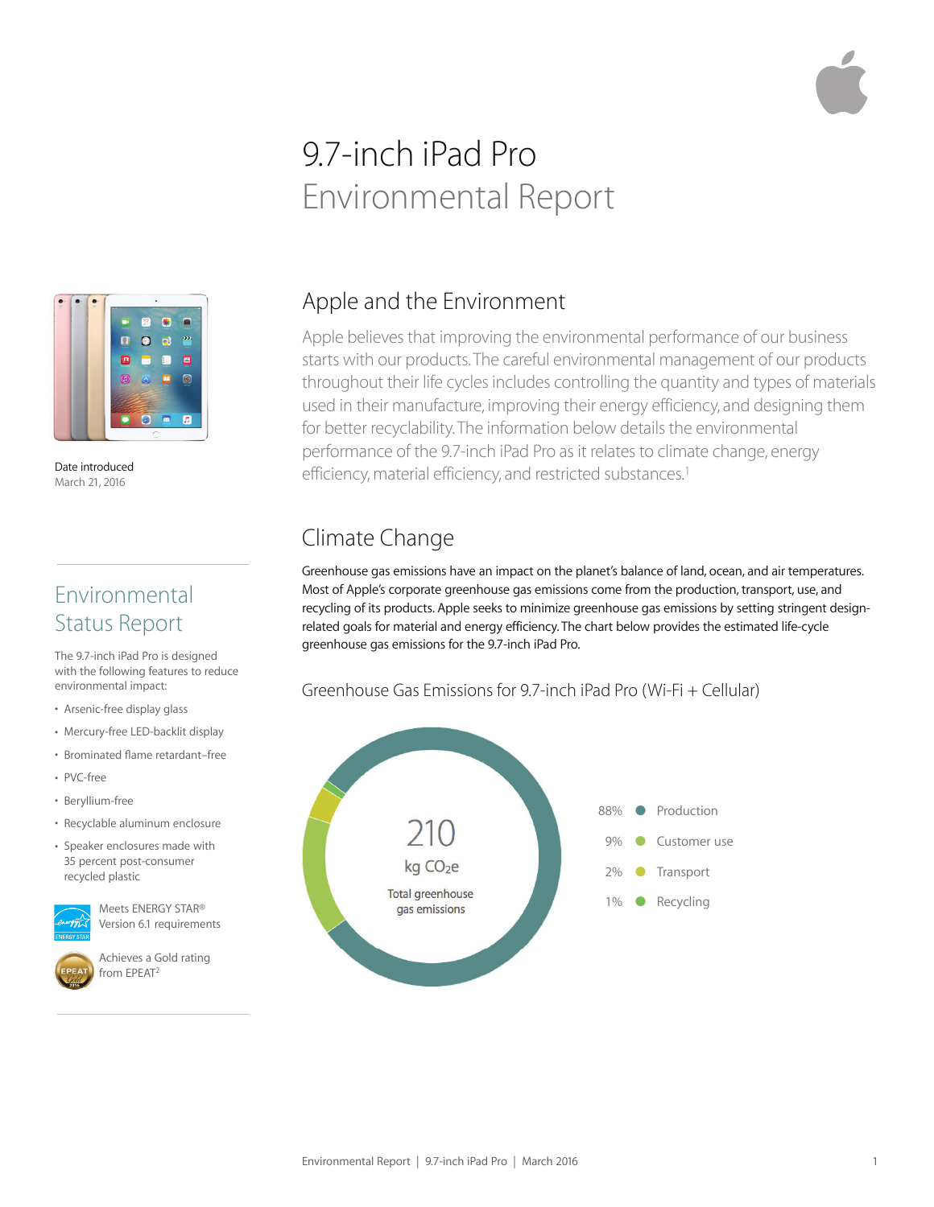# 9.7-inch iPad Pro Environmental Report

Date introduced
March 21, 2016

## Environmental Status Report

The 9.7-inch iPad Pro is designed with the following features to reduce environmental impact:

- Arsenic-free display glass
- Mercury-free LED-backlit display
- Brominated flame retardant–free
- PVC-free
- Beryllium-free
- Recyclable aluminum enclosure
- Speaker enclosures made with 35 percent post-consumer recycled plastic

Meets ENERGY STAR® Version 6.1 requirements

Achieves a Gold rating from EPEAT[2]

## Apple and the Environment

Apple believes that improving the environmental performance of our business starts with our products. The careful environmental management of our products throughout their life cycles includes controlling the quantity and types of materials used in their manufacture, improving their energy efficiency, and designing them for better recyclability. The information below details the environmental performance of the 9.7-inch iPad Pro as it relates to climate change, energy efficiency, material efficiency, and restricted substances.[1]

## Climate Change

Greenhouse gas emissions have an impact on the planet's balance of land, ocean, and air temperatures. Most of Apple's corporate greenhouse gas emissions come from the production, transport, use, and recycling of its products. Apple seeks to minimize greenhouse gas emissions by setting stringent design-related goals for material and energy efficiency. The chart below provides the estimated life-cycle greenhouse gas emissions for the 9.7-inch iPad Pro.

### Greenhouse Gas Emissions for 9.7-inch iPad Pro (Wi-Fi + Cellular)

210 kg $CO_2e$
Total greenhouse gas emissions

| Share | Phase |
| --- | --- |
| 88% | Production |
| 9% | Customer use |
| 2% | Transport |
| 1% | Recycling |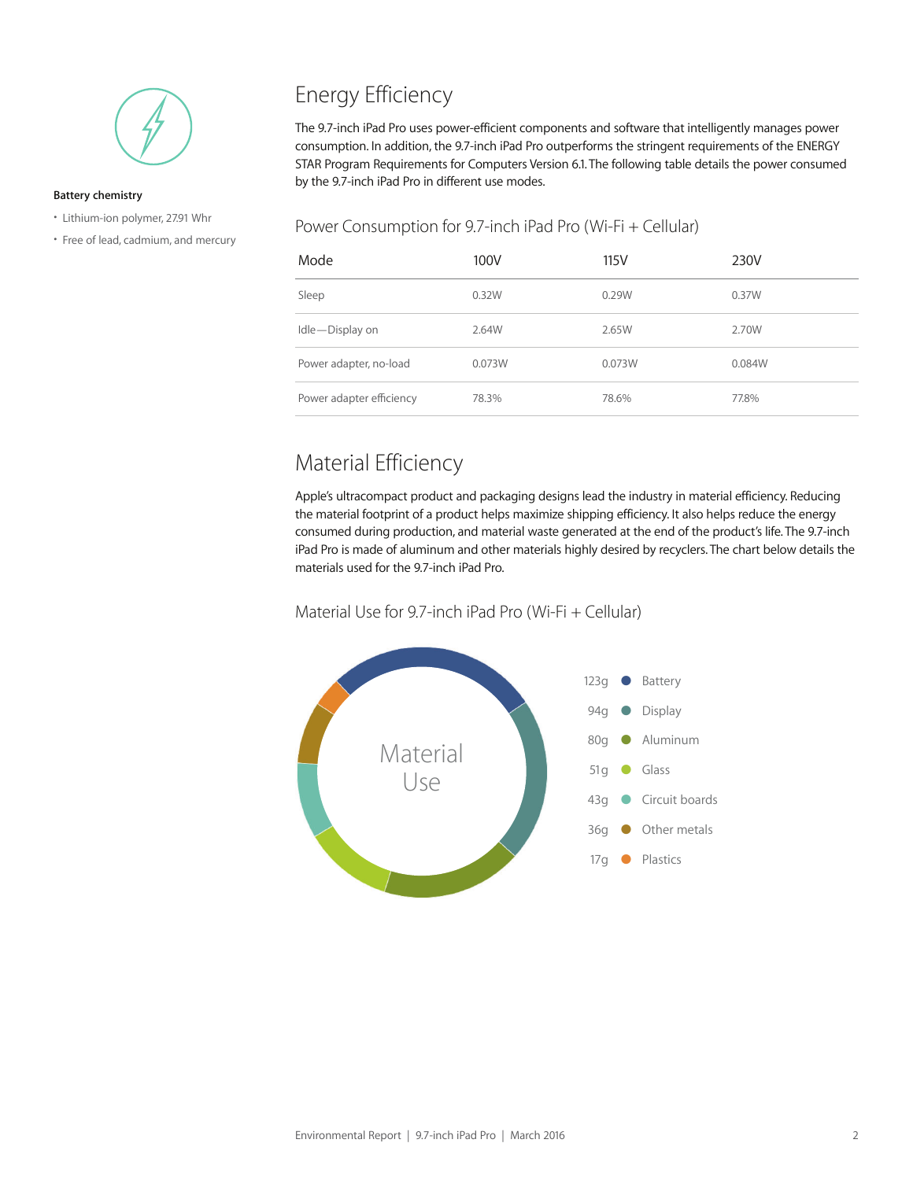**Battery chemistry**

- Lithium-ion polymer, 27.91 Whr
- Free of lead, cadmium, and mercury

## Energy Efficiency

The 9.7-inch iPad Pro uses power-efficient components and software that intelligently manages power consumption. In addition, the 9.7-inch iPad Pro outperforms the stringent requirements of the ENERGY STAR Program Requirements for Computers Version 6.1. The following table details the power consumed by the 9.7-inch iPad Pro in different use modes.

### Power Consumption for 9.7-inch iPad Pro (Wi-Fi + Cellular)

| Mode | 100V | 115V | 230V |
|---|---|---|---|
| Sleep | 0.32W | 0.29W | 0.37W |
| Idle—Display on | 2.64W | 2.65W | 2.70W |
| Power adapter, no-load | 0.073W | 0.073W | 0.084W |
| Power adapter efficiency | 78.3% | 78.6% | 77.8% |

## Material Efficiency

Apple's ultracompact product and packaging designs lead the industry in material efficiency. Reducing the material footprint of a product helps maximize shipping efficiency. It also helps reduce the energy consumed during production, and material waste generated at the end of the product's life. The 9.7-inch iPad Pro is made of aluminum and other materials highly desired by recyclers. The chart below details the materials used for the 9.7-inch iPad Pro.

### Material Use for 9.7-inch iPad Pro (Wi-Fi + Cellular)

Material Use

| Weight | Material |
|---|---|
| 123g | Battery |
| 94g | Display |
| 80g | Aluminum |
| 51g | Glass |
| 43g | Circuit boards |
| 36g | Other metals |
| 17g | Plastics |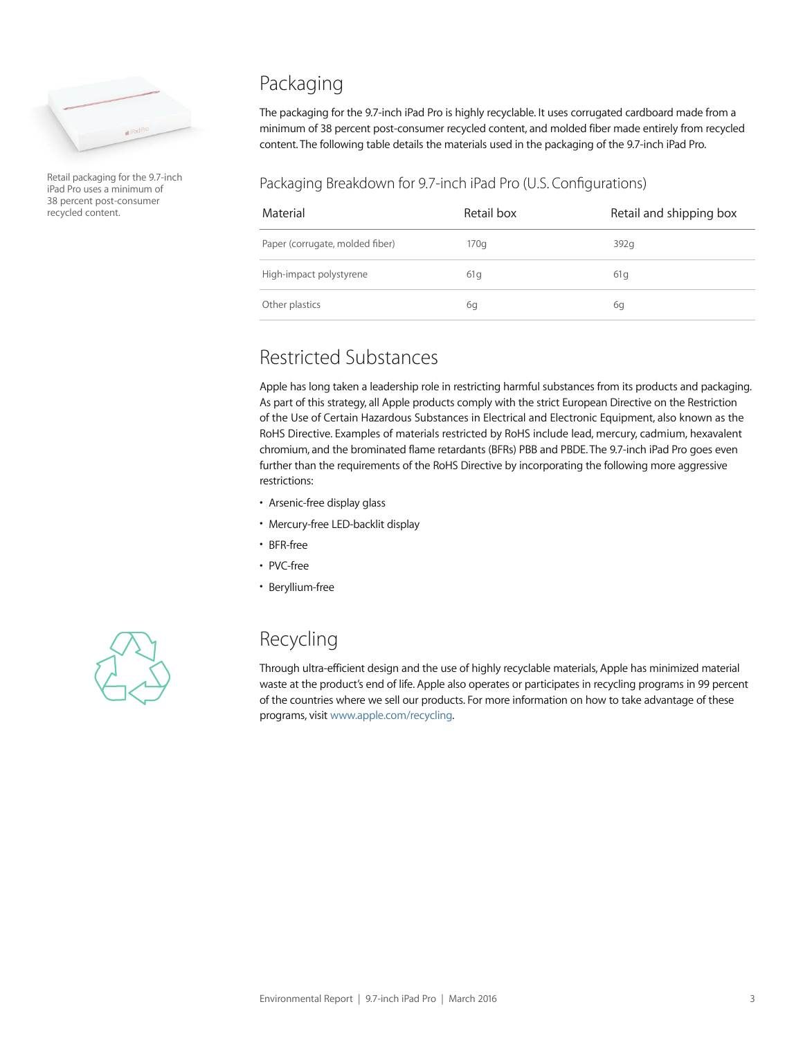Retail packaging for the 9.7-inch iPad Pro uses a minimum of 38 percent post-consumer recycled content.

## Packaging

The packaging for the 9.7-inch iPad Pro is highly recyclable. It uses corrugated cardboard made from a minimum of 38 percent post-consumer recycled content, and molded fiber made entirely from recycled content. The following table details the materials used in the packaging of the 9.7-inch iPad Pro.

### Packaging Breakdown for 9.7-inch iPad Pro (U.S. Configurations)

| Material | Retail box | Retail and shipping box |
|---|---|---|
| Paper (corrugate, molded fiber) | 170g | 392g |
| High-impact polystyrene | 61g | 61g |
| Other plastics | 6g | 6g |

## Restricted Substances

Apple has long taken a leadership role in restricting harmful substances from its products and packaging. As part of this strategy, all Apple products comply with the strict European Directive on the Restriction of the Use of Certain Hazardous Substances in Electrical and Electronic Equipment, also known as the RoHS Directive. Examples of materials restricted by RoHS include lead, mercury, cadmium, hexavalent chromium, and the brominated flame retardants (BFRs) PBB and PBDE. The 9.7-inch iPad Pro goes even further than the requirements of the RoHS Directive by incorporating the following more aggressive restrictions:

- Arsenic-free display glass
- Mercury-free LED-backlit display
- BFR-free
- PVC-free
- Beryllium-free

## Recycling

Through ultra-efficient design and the use of highly recyclable materials, Apple has minimized material waste at the product's end of life. Apple also operates or participates in recycling programs in 99 percent of the countries where we sell our products. For more information on how to take advantage of these programs, visit www.apple.com/recycling.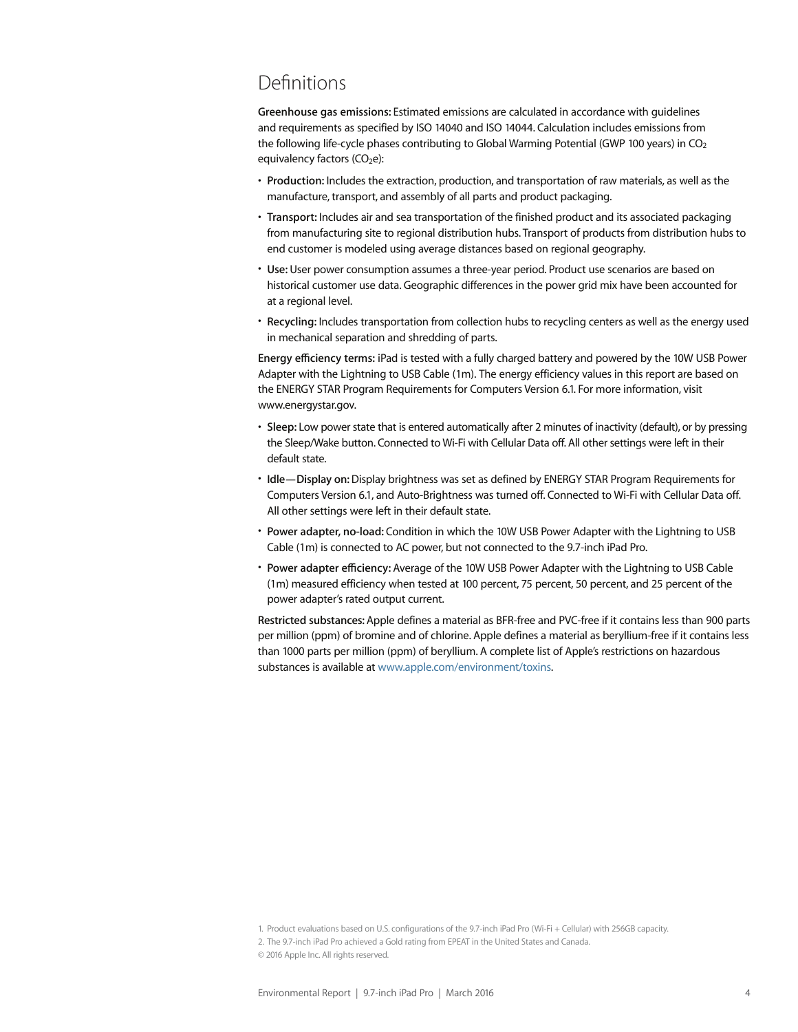## Definitions

**Greenhouse gas emissions:** Estimated emissions are calculated in accordance with guidelines and requirements as specified by ISO 14040 and ISO 14044. Calculation includes emissions from the following life-cycle phases contributing to Global Warming Potential (GWP 100 years) in $CO_2$ equivalency factors ($CO_2e$):

- **Production:** Includes the extraction, production, and transportation of raw materials, as well as the manufacture, transport, and assembly of all parts and product packaging.
- **Transport:** Includes air and sea transportation of the finished product and its associated packaging from manufacturing site to regional distribution hubs. Transport of products from distribution hubs to end customer is modeled using average distances based on regional geography.
- **Use:** User power consumption assumes a three-year period. Product use scenarios are based on historical customer use data. Geographic differences in the power grid mix have been accounted for at a regional level.
- **Recycling:** Includes transportation from collection hubs to recycling centers as well as the energy used in mechanical separation and shredding of parts.

**Energy efficiency terms:** iPad is tested with a fully charged battery and powered by the 10W USB Power Adapter with the Lightning to USB Cable (1m). The energy efficiency values in this report are based on the ENERGY STAR Program Requirements for Computers Version 6.1. For more information, visit www.energystar.gov.

- **Sleep:** Low power state that is entered automatically after 2 minutes of inactivity (default), or by pressing the Sleep/Wake button. Connected to Wi-Fi with Cellular Data off. All other settings were left in their default state.
- **Idle—Display on:** Display brightness was set as defined by ENERGY STAR Program Requirements for Computers Version 6.1, and Auto-Brightness was turned off. Connected to Wi-Fi with Cellular Data off. All other settings were left in their default state.
- **Power adapter, no-load:** Condition in which the 10W USB Power Adapter with the Lightning to USB Cable (1m) is connected to AC power, but not connected to the 9.7-inch iPad Pro.
- **Power adapter efficiency:** Average of the 10W USB Power Adapter with the Lightning to USB Cable (1m) measured efficiency when tested at 100 percent, 75 percent, 50 percent, and 25 percent of the power adapter's rated output current.

**Restricted substances:** Apple defines a material as BFR-free and PVC-free if it contains less than 900 parts per million (ppm) of bromine and of chlorine. Apple defines a material as beryllium-free if it contains less than 1000 parts per million (ppm) of beryllium. A complete list of Apple's restrictions on hazardous substances is available at www.apple.com/environment/toxins.

1. Product evaluations based on U.S. configurations of the 9.7-inch iPad Pro (Wi-Fi + Cellular) with 256GB capacity.
2. The 9.7-inch iPad Pro achieved a Gold rating from EPEAT in the United States and Canada.

© 2016 Apple Inc. All rights reserved.